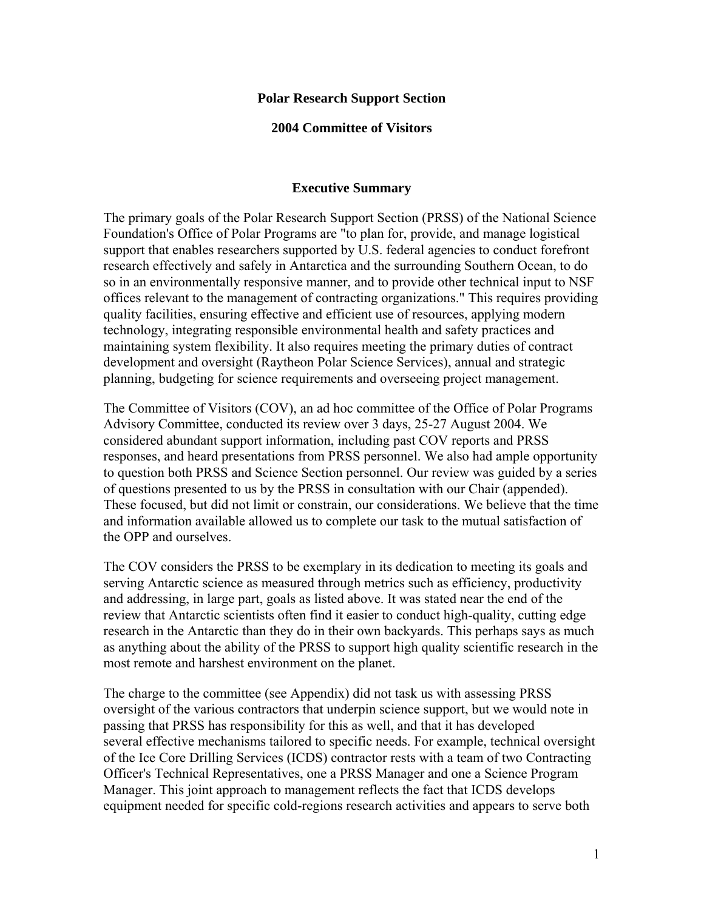# Polar Research Support Section

## 2004 Committee of Visitors

### Executive Summary

The primary goals of the Polar Research Support Section (PRSS) of the National Science Foundation's Office of Polar Programs are "to plan for, provide, and manage logistical support that enables researchers supported by U.S. federal agencies to conduct forefront research effectively and safely in Antarctica and the surrounding Southern Ocean, to do so in an environmentally responsive manner, and to provide other technical input to NSF offices relevant to the management of contracting organizations." This requires providing quality facilities, ensuring effective and efficient use of resources, applying modern technology, integrating responsible environmental health and safety practices and maintaining system flexibility. It also requires meeting the primary duties of contract development and oversight (Raytheon Polar Science Services), annual and strategic planning, budgeting for science requirements and overseeing project management.

The Committee of Visitors (COV), an ad hoc committee of the Office of Polar Programs Advisory Committee, conducted its review over 3 days, 25-27 August 2004. We considered abundant support information, including past COV reports and PRSS responses, and heard presentations from PRSS personnel. We also had ample opportunity to question both PRSS and Science Section personnel. Our review was guided by a series of questions presented to us by the PRSS in consultation with our Chair (appended). These focused, but did not limit or constrain, our considerations. We believe that the time and information available allowed us to complete our task to the mutual satisfaction of the OPP and ourselves.

The COV considers the PRSS to be exemplary in its dedication to meeting its goals and serving Antarctic science as measured through metrics such as efficiency, productivity and addressing, in large part, goals as listed above. It was stated near the end of the review that Antarctic scientists often find it easier to conduct high-quality, cutting edge research in the Antarctic than they do in their own backyards. This perhaps says as much as anything about the ability of the PRSS to support high quality scientific research in the most remote and harshest environment on the planet.

The charge to the committee (see Appendix) did not task us with assessing PRSS oversight of the various contractors that underpin science support, but we would note in passing that PRSS has responsibility for this as well, and that it has developed several effective mechanisms tailored to specific needs. For example, technical oversight of the Ice Core Drilling Services (ICDS) contractor rests with a team of two Contracting Officer's Technical Representatives, one a PRSS Manager and one a Science Program Manager. This joint approach to management reflects the fact that ICDS develops equipment needed for specific cold-regions research activities and appears to serve both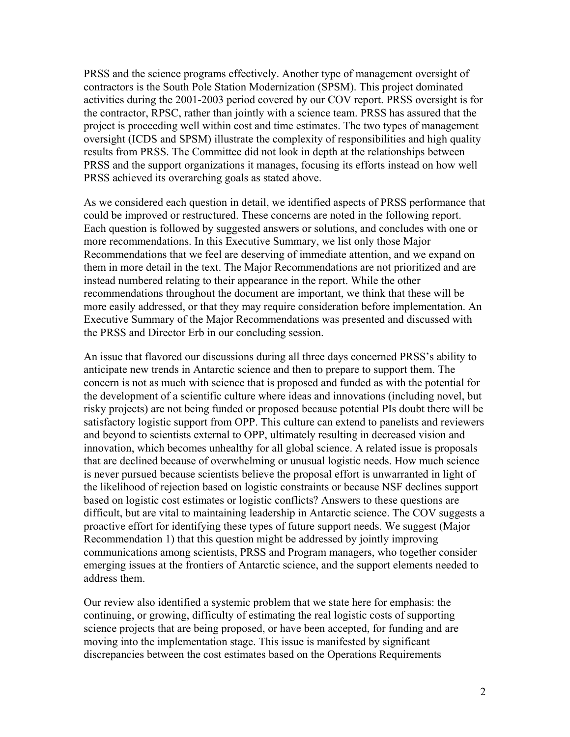PRSS and the science programs effectively. Another type of management oversight of contractors is the South Pole Station Modernization (SPSM). This project dominated activities during the 2001-2003 period covered by our COV report. PRSS oversight is for the contractor, RPSC, rather than jointly with a science team. PRSS has assured that the project is proceeding well within cost and time estimates. The two types of management oversight (ICDS and SPSM) illustrate the complexity of responsibilities and high quality results from PRSS. The Committee did not look in depth at the relationships between PRSS and the support organizations it manages, focusing its efforts instead on how well PRSS achieved its overarching goals as stated above.

As we considered each question in detail, we identified aspects of PRSS performance that could be improved or restructured. These concerns are noted in the following report. Each question is followed by suggested answers or solutions, and concludes with one or more recommendations. In this Executive Summary, we list only those Major Recommendations that we feel are deserving of immediate attention, and we expand on them in more detail in the text. The Major Recommendations are not prioritized and are instead numbered relating to their appearance in the report. While the other recommendations throughout the document are important, we think that these will be more easily addressed, or that they may require consideration before implementation. An Executive Summary of the Major Recommendations was presented and discussed with the PRSS and Director Erb in our concluding session.

An issue that flavored our discussions during all three days concerned PRSS's ability to anticipate new trends in Antarctic science and then to prepare to support them. The concern is not as much with science that is proposed and funded as with the potential for the development of a scientific culture where ideas and innovations (including novel, but risky projects) are not being funded or proposed because potential PIs doubt there will be satisfactory logistic support from OPP. This culture can extend to panelists and reviewers and beyond to scientists external to OPP, ultimately resulting in decreased vision and innovation, which becomes unhealthy for all global science. A related issue is proposals that are declined because of overwhelming or unusual logistic needs. How much science is never pursued because scientists believe the proposal effort is unwarranted in light of the likelihood of rejection based on logistic constraints or because NSF declines support based on logistic cost estimates or logistic conflicts? Answers to these questions are difficult, but are vital to maintaining leadership in Antarctic science. The COV suggests a proactive effort for identifying these types of future support needs. We suggest (Major Recommendation 1) that this question might be addressed by jointly improving communications among scientists, PRSS and Program managers, who together consider emerging issues at the frontiers of Antarctic science, and the support elements needed to address them.

Our review also identified a systemic problem that we state here for emphasis: the continuing, or growing, difficulty of estimating the real logistic costs of supporting science projects that are being proposed, or have been accepted, for funding and are moving into the implementation stage. This issue is manifested by significant discrepancies between the cost estimates based on the Operations Requirements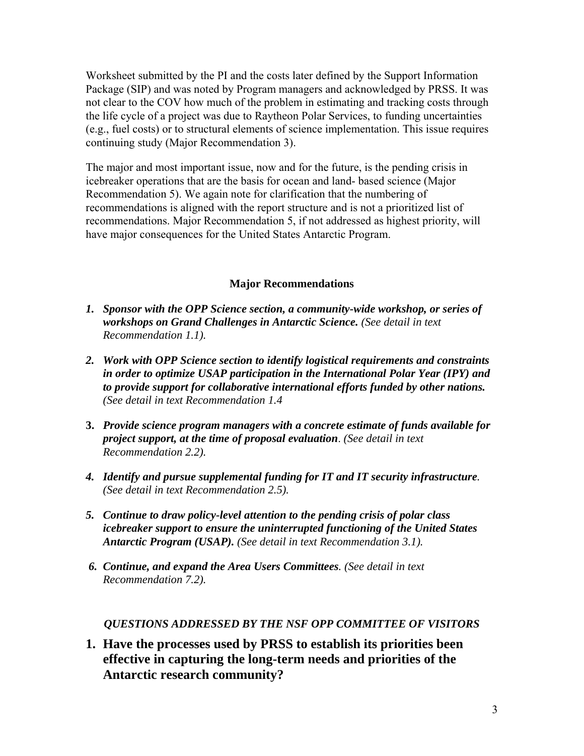Worksheet submitted by the PI and the costs later defined by the Support Information Package (SIP) and was noted by Program managers and acknowledged by PRSS. It was not clear to the COV how much of the problem in estimating and tracking costs through the life cycle of a project was due to Raytheon Polar Services, to funding uncertainties (e.g., fuel costs) or to structural elements of science implementation. This issue requires continuing study (Major Recommendation 3).

The major and most important issue, now and for the future, is the pending crisis in icebreaker operations that are the basis for ocean and land- based science (Major Recommendation 5). We again note for clarification that the numbering of recommendations is aligned with the report structure and is not a prioritized list of recommendations. Major Recommendation 5, if not addressed as highest priority, will have major consequences for the United States Antarctic Program.

**Major Recommendations**

1. ***Sponsor with the OPP Science section, a community-wide workshop, or series of workshops on Grand Challenges in Antarctic Science.*** *(See detail in text Recommendation 1.1).*
2. ***Work with OPP Science section to identify logistical requirements and constraints in order to optimize USAP participation in the International Polar Year (IPY) and to provide support for collaborative international efforts funded by other nations.*** *(See detail in text Recommendation 1.4*
3. ***Provide science program managers with a concrete estimate of funds available for project support, at the time of proposal evaluation***. *(See detail in text Recommendation 2.2).*
4. ***Identify and pursue supplemental funding for IT and IT security infrastructure***. *(See detail in text Recommendation 2.5).*
5. ***Continue to draw policy-level attention to the pending crisis of polar class icebreaker support to ensure the uninterrupted functioning of the United States Antarctic Program (USAP).*** *(See detail in text Recommendation 3.1).*
6. ***Continue, and expand the Area Users Committees***. *(See detail in text Recommendation 7.2).*

***QUESTIONS ADDRESSED BY THE NSF OPP COMMITTEE OF VISITORS***

## 1. Have the processes used by PRSS to establish its priorities been effective in capturing the long-term needs and priorities of the Antarctic research community?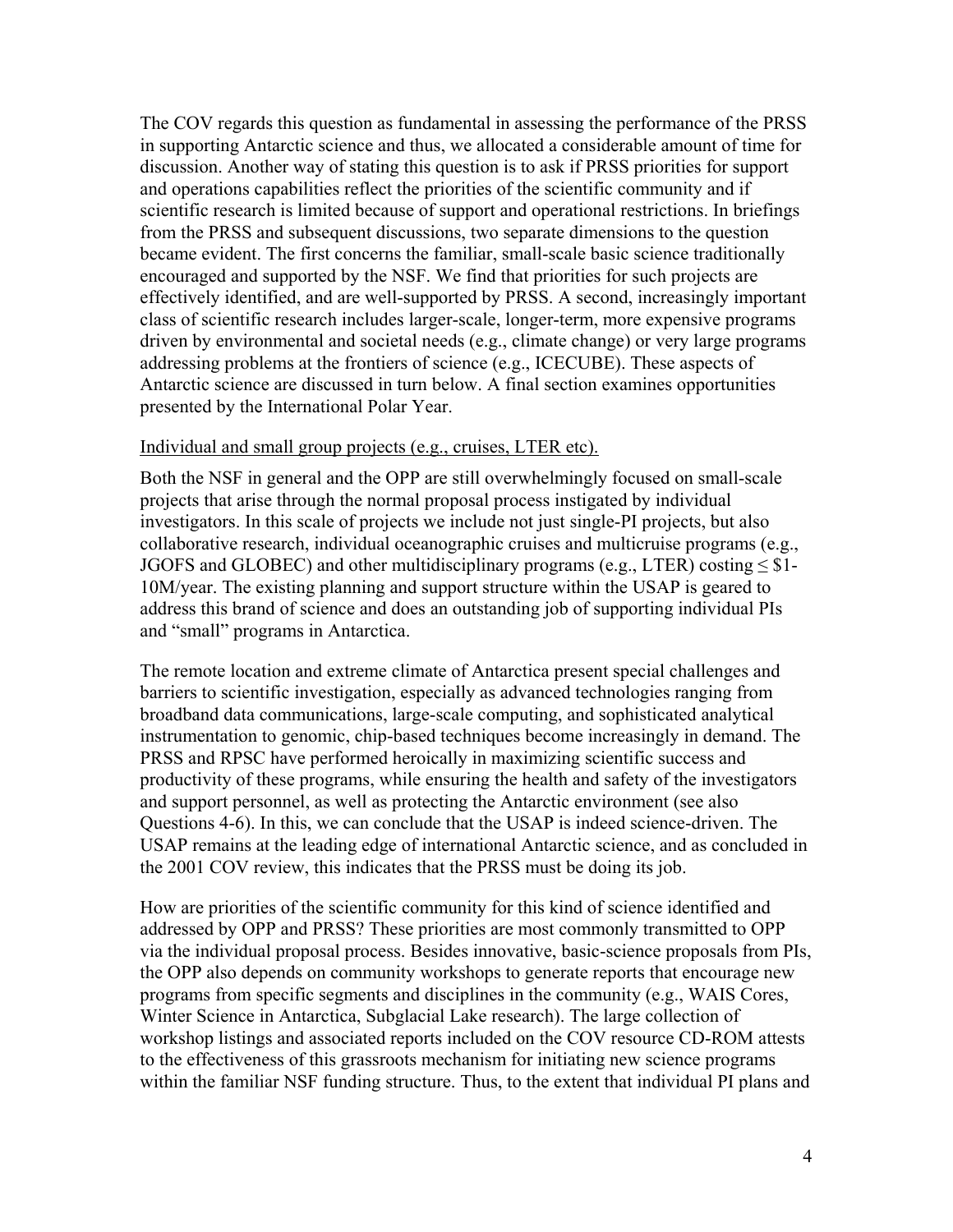The COV regards this question as fundamental in assessing the performance of the PRSS in supporting Antarctic science and thus, we allocated a considerable amount of time for discussion. Another way of stating this question is to ask if PRSS priorities for support and operations capabilities reflect the priorities of the scientific community and if scientific research is limited because of support and operational restrictions. In briefings from the PRSS and subsequent discussions, two separate dimensions to the question became evident. The first concerns the familiar, small-scale basic science traditionally encouraged and supported by the NSF. We find that priorities for such projects are effectively identified, and are well-supported by PRSS. A second, increasingly important class of scientific research includes larger-scale, longer-term, more expensive programs driven by environmental and societal needs (e.g., climate change) or very large programs addressing problems at the frontiers of science (e.g., ICECUBE). These aspects of Antarctic science are discussed in turn below. A final section examines opportunities presented by the International Polar Year.

<u>Individual and small group projects (e.g., cruises, LTER etc).</u>

Both the NSF in general and the OPP are still overwhelmingly focused on small-scale projects that arise through the normal proposal process instigated by individual investigators. In this scale of projects we include not just single-PI projects, but also collaborative research, individual oceanographic cruises and multicruise programs (e.g., JGOFS and GLOBEC) and other multidisciplinary programs (e.g., LTER) costing ≤ $1-10M/year. The existing planning and support structure within the USAP is geared to address this brand of science and does an outstanding job of supporting individual PIs and "small" programs in Antarctica.

The remote location and extreme climate of Antarctica present special challenges and barriers to scientific investigation, especially as advanced technologies ranging from broadband data communications, large-scale computing, and sophisticated analytical instrumentation to genomic, chip-based techniques become increasingly in demand. The PRSS and RPSC have performed heroically in maximizing scientific success and productivity of these programs, while ensuring the health and safety of the investigators and support personnel, as well as protecting the Antarctic environment (see also Questions 4-6). In this, we can conclude that the USAP is indeed science-driven. The USAP remains at the leading edge of international Antarctic science, and as concluded in the 2001 COV review, this indicates that the PRSS must be doing its job.

How are priorities of the scientific community for this kind of science identified and addressed by OPP and PRSS? These priorities are most commonly transmitted to OPP via the individual proposal process. Besides innovative, basic-science proposals from PIs, the OPP also depends on community workshops to generate reports that encourage new programs from specific segments and disciplines in the community (e.g., WAIS Cores, Winter Science in Antarctica, Subglacial Lake research). The large collection of workshop listings and associated reports included on the COV resource CD-ROM attests to the effectiveness of this grassroots mechanism for initiating new science programs within the familiar NSF funding structure. Thus, to the extent that individual PI plans and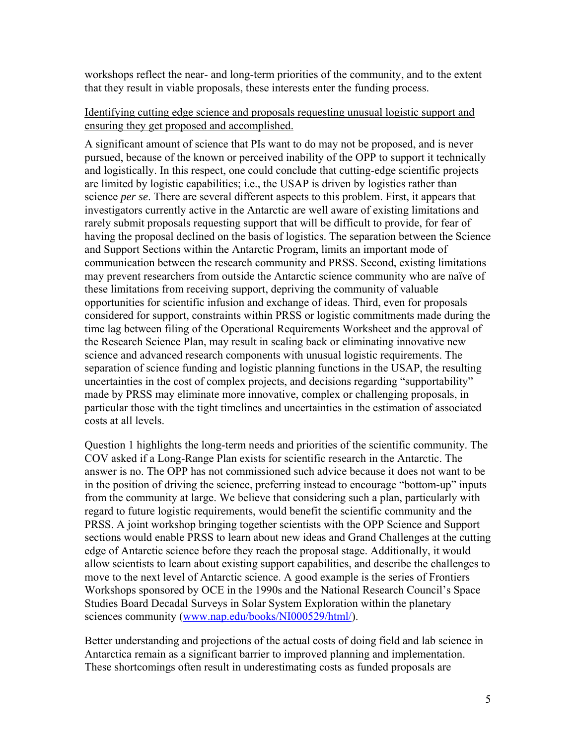workshops reflect the near- and long-term priorities of the community, and to the extent that they result in viable proposals, these interests enter the funding process.

<u>Identifying cutting edge science and proposals requesting unusual logistic support and ensuring they get proposed and accomplished.</u>

A significant amount of science that PIs want to do may not be proposed, and is never pursued, because of the known or perceived inability of the OPP to support it technically and logistically. In this respect, one could conclude that cutting-edge scientific projects are limited by logistic capabilities; i.e., the USAP is driven by logistics rather than science *per se*. There are several different aspects to this problem. First, it appears that investigators currently active in the Antarctic are well aware of existing limitations and rarely submit proposals requesting support that will be difficult to provide, for fear of having the proposal declined on the basis of logistics. The separation between the Science and Support Sections within the Antarctic Program, limits an important mode of communication between the research community and PRSS. Second, existing limitations may prevent researchers from outside the Antarctic science community who are naïve of these limitations from receiving support, depriving the community of valuable opportunities for scientific infusion and exchange of ideas. Third, even for proposals considered for support, constraints within PRSS or logistic commitments made during the time lag between filing of the Operational Requirements Worksheet and the approval of the Research Science Plan, may result in scaling back or eliminating innovative new science and advanced research components with unusual logistic requirements. The separation of science funding and logistic planning functions in the USAP, the resulting uncertainties in the cost of complex projects, and decisions regarding "supportability" made by PRSS may eliminate more innovative, complex or challenging proposals, in particular those with the tight timelines and uncertainties in the estimation of associated costs at all levels.

Question 1 highlights the long-term needs and priorities of the scientific community. The COV asked if a Long-Range Plan exists for scientific research in the Antarctic. The answer is no. The OPP has not commissioned such advice because it does not want to be in the position of driving the science, preferring instead to encourage "bottom-up" inputs from the community at large. We believe that considering such a plan, particularly with regard to future logistic requirements, would benefit the scientific community and the PRSS. A joint workshop bringing together scientists with the OPP Science and Support sections would enable PRSS to learn about new ideas and Grand Challenges at the cutting edge of Antarctic science before they reach the proposal stage. Additionally, it would allow scientists to learn about existing support capabilities, and describe the challenges to move to the next level of Antarctic science. A good example is the series of Frontiers Workshops sponsored by OCE in the 1990s and the National Research Council's Space Studies Board Decadal Surveys in Solar System Exploration within the planetary sciences community ([www.nap.edu/books/NI000529/html/](www.nap.edu/books/NI000529/html/)).

Better understanding and projections of the actual costs of doing field and lab science in Antarctica remain as a significant barrier to improved planning and implementation. These shortcomings often result in underestimating costs as funded proposals are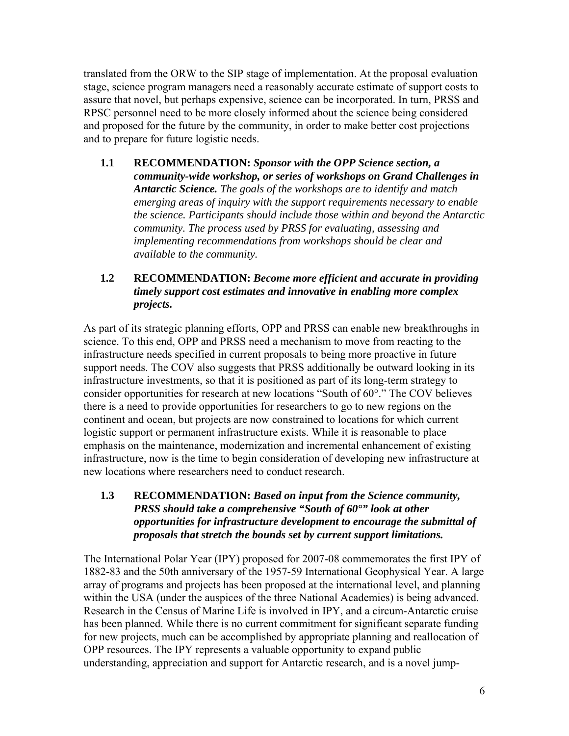translated from the ORW to the SIP stage of implementation. At the proposal evaluation stage, science program managers need a reasonably accurate estimate of support costs to assure that novel, but perhaps expensive, science can be incorporated. In turn, PRSS and RPSC personnel need to be more closely informed about the science being considered and proposed for the future by the community, in order to make better cost projections and to prepare for future logistic needs.

**1.1 RECOMMENDATION:** ***Sponsor with the OPP Science section, a community-wide workshop, or series of workshops on Grand Challenges in Antarctic Science.*** *The goals of the workshops are to identify and match emerging areas of inquiry with the support requirements necessary to enable the science. Participants should include those within and beyond the Antarctic community. The process used by PRSS for evaluating, assessing and implementing recommendations from workshops should be clear and available to the community.*

**1.2 RECOMMENDATION:** ***Become more efficient and accurate in providing timely support cost estimates and innovative in enabling more complex projects.***

As part of its strategic planning efforts, OPP and PRSS can enable new breakthroughs in science. To this end, OPP and PRSS need a mechanism to move from reacting to the infrastructure needs specified in current proposals to being more proactive in future support needs. The COV also suggests that PRSS additionally be outward looking in its infrastructure investments, so that it is positioned as part of its long-term strategy to consider opportunities for research at new locations "South of 60°." The COV believes there is a need to provide opportunities for researchers to go to new regions on the continent and ocean, but projects are now constrained to locations for which current logistic support or permanent infrastructure exists. While it is reasonable to place emphasis on the maintenance, modernization and incremental enhancement of existing infrastructure, now is the time to begin consideration of developing new infrastructure at new locations where researchers need to conduct research.

**1.3 RECOMMENDATION:** ***Based on input from the Science community, PRSS should take a comprehensive "South of 60°" look at other opportunities for infrastructure development to encourage the submittal of proposals that stretch the bounds set by current support limitations.***

The International Polar Year (IPY) proposed for 2007-08 commemorates the first IPY of 1882-83 and the 50th anniversary of the 1957-59 International Geophysical Year. A large array of programs and projects has been proposed at the international level, and planning within the USA (under the auspices of the three National Academies) is being advanced. Research in the Census of Marine Life is involved in IPY, and a circum-Antarctic cruise has been planned. While there is no current commitment for significant separate funding for new projects, much can be accomplished by appropriate planning and reallocation of OPP resources. The IPY represents a valuable opportunity to expand public understanding, appreciation and support for Antarctic research, and is a novel jump-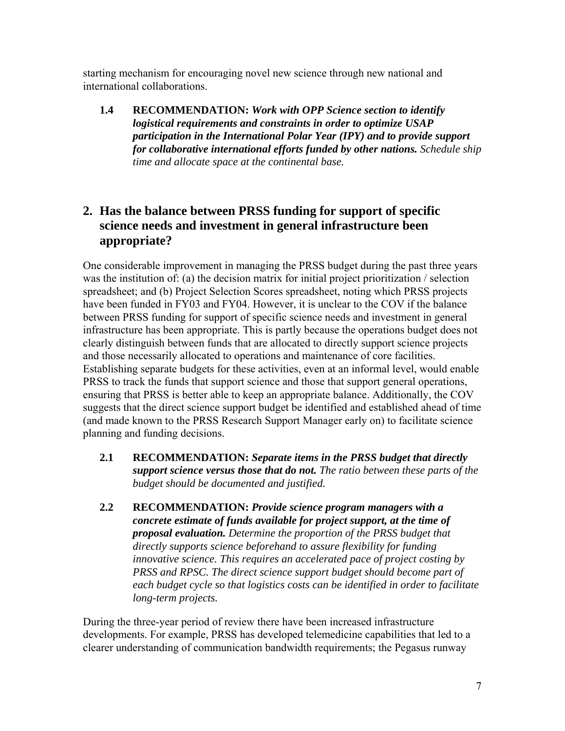starting mechanism for encouraging novel new science through new national and international collaborations.

**1.4 RECOMMENDATION:** ***Work with OPP Science section to identify logistical requirements and constraints in order to optimize USAP participation in the International Polar Year (IPY) and to provide support for collaborative international efforts funded by other nations.*** *Schedule ship time and allocate space at the continental base.*

## 2. Has the balance between PRSS funding for support of specific science needs and investment in general infrastructure been appropriate?

One considerable improvement in managing the PRSS budget during the past three years was the institution of: (a) the decision matrix for initial project prioritization / selection spreadsheet; and (b) Project Selection Scores spreadsheet, noting which PRSS projects have been funded in FY03 and FY04. However, it is unclear to the COV if the balance between PRSS funding for support of specific science needs and investment in general infrastructure has been appropriate. This is partly because the operations budget does not clearly distinguish between funds that are allocated to directly support science projects and those necessarily allocated to operations and maintenance of core facilities. Establishing separate budgets for these activities, even at an informal level, would enable PRSS to track the funds that support science and those that support general operations, ensuring that PRSS is better able to keep an appropriate balance. Additionally, the COV suggests that the direct science support budget be identified and established ahead of time (and made known to the PRSS Research Support Manager early on) to facilitate science planning and funding decisions.

**2.1 RECOMMENDATION:** ***Separate items in the PRSS budget that directly support science versus those that do not.*** *The ratio between these parts of the budget should be documented and justified.*

**2.2 RECOMMENDATION:** ***Provide science program managers with a concrete estimate of funds available for project support, at the time of proposal evaluation.*** *Determine the proportion of the PRSS budget that directly supports science beforehand to assure flexibility for funding innovative science. This requires an accelerated pace of project costing by PRSS and RPSC. The direct science support budget should become part of each budget cycle so that logistics costs can be identified in order to facilitate long-term projects.*

During the three-year period of review there have been increased infrastructure developments. For example, PRSS has developed telemedicine capabilities that led to a clearer understanding of communication bandwidth requirements; the Pegasus runway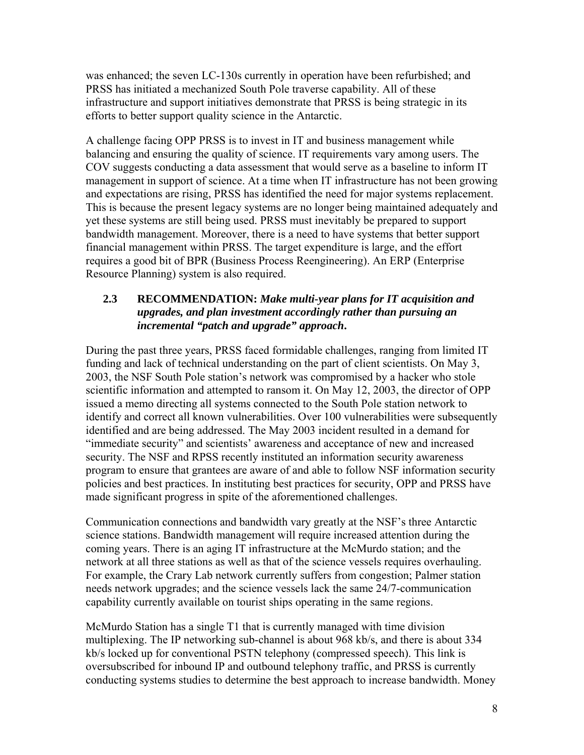was enhanced; the seven LC-130s currently in operation have been refurbished; and PRSS has initiated a mechanized South Pole traverse capability. All of these infrastructure and support initiatives demonstrate that PRSS is being strategic in its efforts to better support quality science in the Antarctic.

A challenge facing OPP PRSS is to invest in IT and business management while balancing and ensuring the quality of science. IT requirements vary among users. The COV suggests conducting a data assessment that would serve as a baseline to inform IT management in support of science. At a time when IT infrastructure has not been growing and expectations are rising, PRSS has identified the need for major systems replacement. This is because the present legacy systems are no longer being maintained adequately and yet these systems are still being used. PRSS must inevitably be prepared to support bandwidth management. Moreover, there is a need to have systems that better support financial management within PRSS. The target expenditure is large, and the effort requires a good bit of BPR (Business Process Reengineering). An ERP (Enterprise Resource Planning) system is also required.

**2.3 RECOMMENDATION:** ***Make multi-year plans for IT acquisition and upgrades, and plan investment accordingly rather than pursuing an incremental "patch and upgrade" approach.***

During the past three years, PRSS faced formidable challenges, ranging from limited IT funding and lack of technical understanding on the part of client scientists. On May 3, 2003, the NSF South Pole station's network was compromised by a hacker who stole scientific information and attempted to ransom it. On May 12, 2003, the director of OPP issued a memo directing all systems connected to the South Pole station network to identify and correct all known vulnerabilities. Over 100 vulnerabilities were subsequently identified and are being addressed. The May 2003 incident resulted in a demand for "immediate security" and scientists' awareness and acceptance of new and increased security. The NSF and RPSS recently instituted an information security awareness program to ensure that grantees are aware of and able to follow NSF information security policies and best practices. In instituting best practices for security, OPP and PRSS have made significant progress in spite of the aforementioned challenges.

Communication connections and bandwidth vary greatly at the NSF's three Antarctic science stations. Bandwidth management will require increased attention during the coming years. There is an aging IT infrastructure at the McMurdo station; and the network at all three stations as well as that of the science vessels requires overhauling. For example, the Crary Lab network currently suffers from congestion; Palmer station needs network upgrades; and the science vessels lack the same 24/7-communication capability currently available on tourist ships operating in the same regions.

McMurdo Station has a single T1 that is currently managed with time division multiplexing. The IP networking sub-channel is about 968 kb/s, and there is about 334 kb/s locked up for conventional PSTN telephony (compressed speech). This link is oversubscribed for inbound IP and outbound telephony traffic, and PRSS is currently conducting systems studies to determine the best approach to increase bandwidth. Money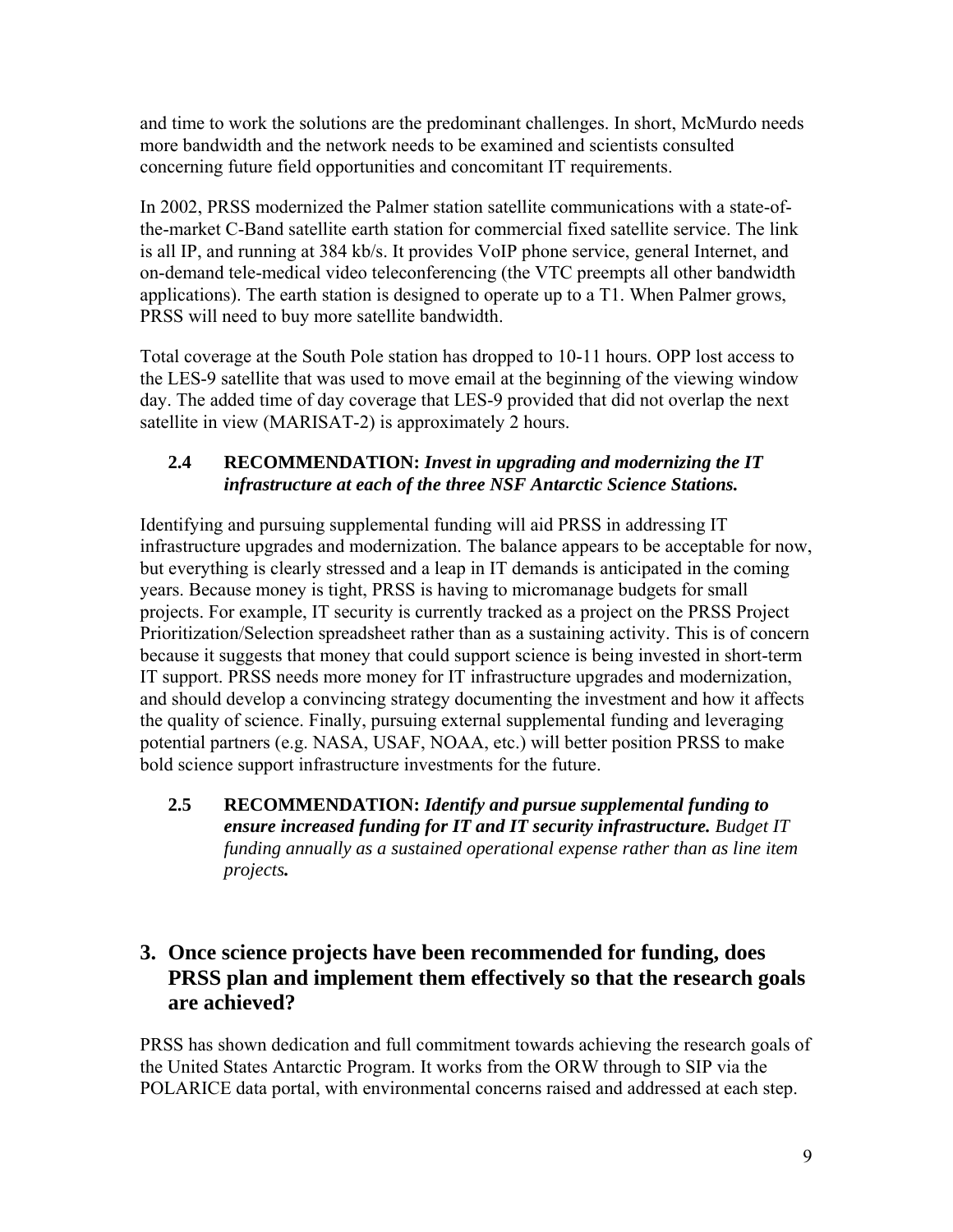and time to work the solutions are the predominant challenges. In short, McMurdo needs more bandwidth and the network needs to be examined and scientists consulted concerning future field opportunities and concomitant IT requirements.

In 2002, PRSS modernized the Palmer station satellite communications with a state-of-the-market C-Band satellite earth station for commercial fixed satellite service. The link is all IP, and running at 384 kb/s. It provides VoIP phone service, general Internet, and on-demand tele-medical video teleconferencing (the VTC preempts all other bandwidth applications). The earth station is designed to operate up to a T1. When Palmer grows, PRSS will need to buy more satellite bandwidth.

Total coverage at the South Pole station has dropped to 10-11 hours. OPP lost access to the LES-9 satellite that was used to move email at the beginning of the viewing window day. The added time of day coverage that LES-9 provided that did not overlap the next satellite in view (MARISAT-2) is approximately 2 hours.

**2.4 RECOMMENDATION:** ***Invest in upgrading and modernizing the IT infrastructure at each of the three NSF Antarctic Science Stations.***

Identifying and pursuing supplemental funding will aid PRSS in addressing IT infrastructure upgrades and modernization. The balance appears to be acceptable for now, but everything is clearly stressed and a leap in IT demands is anticipated in the coming years. Because money is tight, PRSS is having to micromanage budgets for small projects. For example, IT security is currently tracked as a project on the PRSS Project Prioritization/Selection spreadsheet rather than as a sustaining activity. This is of concern because it suggests that money that could support science is being invested in short-term IT support. PRSS needs more money for IT infrastructure upgrades and modernization, and should develop a convincing strategy documenting the investment and how it affects the quality of science. Finally, pursuing external supplemental funding and leveraging potential partners (e.g. NASA, USAF, NOAA, etc.) will better position PRSS to make bold science support infrastructure investments for the future.

**2.5 RECOMMENDATION:** ***Identify and pursue supplemental funding to ensure increased funding for IT and IT security infrastructure.*** *Budget IT funding annually as a sustained operational expense rather than as line item projects.*

## 3. Once science projects have been recommended for funding, does PRSS plan and implement them effectively so that the research goals are achieved?

PRSS has shown dedication and full commitment towards achieving the research goals of the United States Antarctic Program. It works from the ORW through to SIP via the POLARICE data portal, with environmental concerns raised and addressed at each step.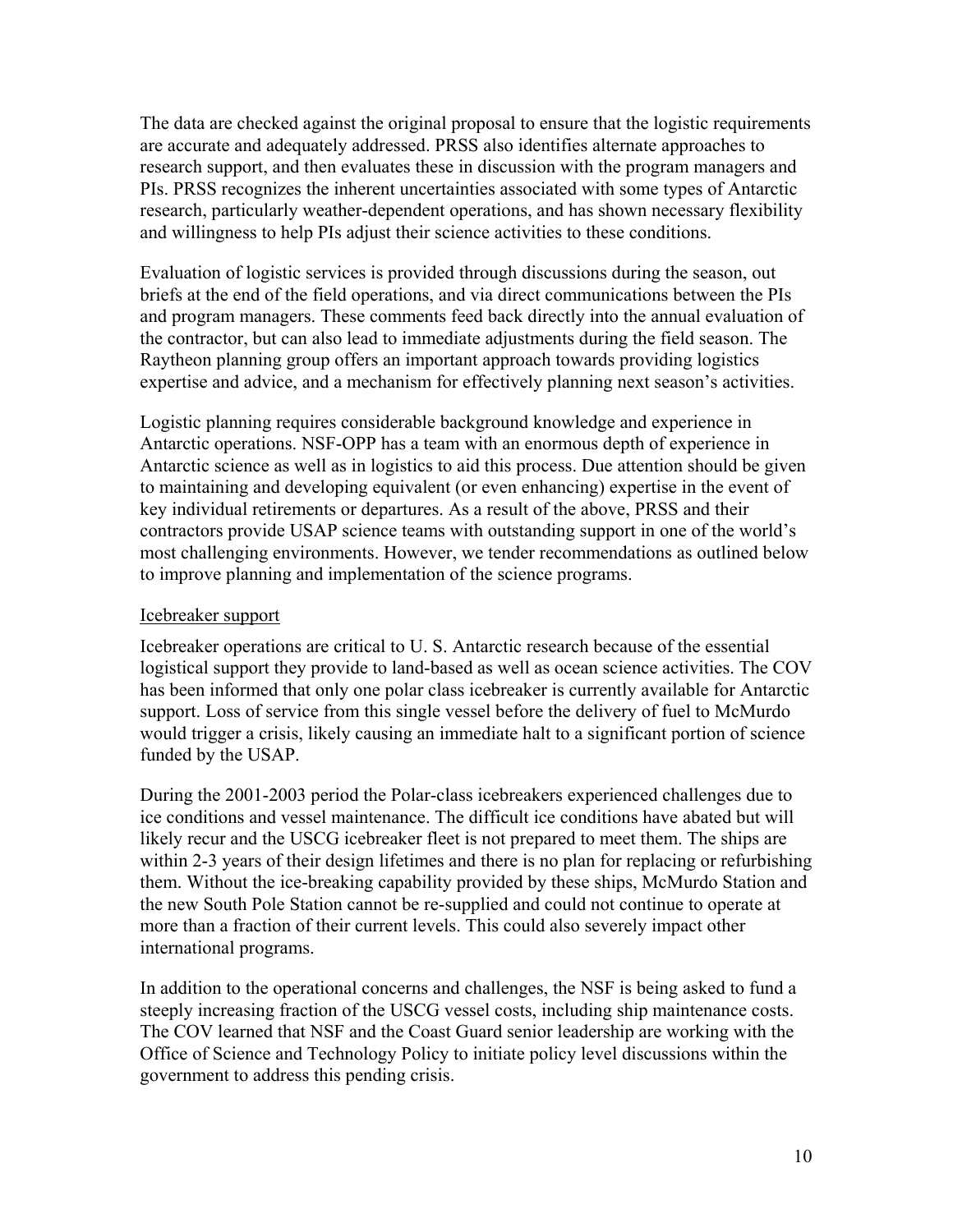The data are checked against the original proposal to ensure that the logistic requirements are accurate and adequately addressed. PRSS also identifies alternate approaches to research support, and then evaluates these in discussion with the program managers and PIs. PRSS recognizes the inherent uncertainties associated with some types of Antarctic research, particularly weather-dependent operations, and has shown necessary flexibility and willingness to help PIs adjust their science activities to these conditions.

Evaluation of logistic services is provided through discussions during the season, out briefs at the end of the field operations, and via direct communications between the PIs and program managers. These comments feed back directly into the annual evaluation of the contractor, but can also lead to immediate adjustments during the field season. The Raytheon planning group offers an important approach towards providing logistics expertise and advice, and a mechanism for effectively planning next season's activities.

Logistic planning requires considerable background knowledge and experience in Antarctic operations. NSF-OPP has a team with an enormous depth of experience in Antarctic science as well as in logistics to aid this process. Due attention should be given to maintaining and developing equivalent (or even enhancing) expertise in the event of key individual retirements or departures. As a result of the above, PRSS and their contractors provide USAP science teams with outstanding support in one of the world's most challenging environments. However, we tender recommendations as outlined below to improve planning and implementation of the science programs.

Icebreaker support

Icebreaker operations are critical to U. S. Antarctic research because of the essential logistical support they provide to land-based as well as ocean science activities. The COV has been informed that only one polar class icebreaker is currently available for Antarctic support. Loss of service from this single vessel before the delivery of fuel to McMurdo would trigger a crisis, likely causing an immediate halt to a significant portion of science funded by the USAP.

During the 2001-2003 period the Polar-class icebreakers experienced challenges due to ice conditions and vessel maintenance. The difficult ice conditions have abated but will likely recur and the USCG icebreaker fleet is not prepared to meet them. The ships are within 2-3 years of their design lifetimes and there is no plan for replacing or refurbishing them. Without the ice-breaking capability provided by these ships, McMurdo Station and the new South Pole Station cannot be re-supplied and could not continue to operate at more than a fraction of their current levels. This could also severely impact other international programs.

In addition to the operational concerns and challenges, the NSF is being asked to fund a steeply increasing fraction of the USCG vessel costs, including ship maintenance costs. The COV learned that NSF and the Coast Guard senior leadership are working with the Office of Science and Technology Policy to initiate policy level discussions within the government to address this pending crisis.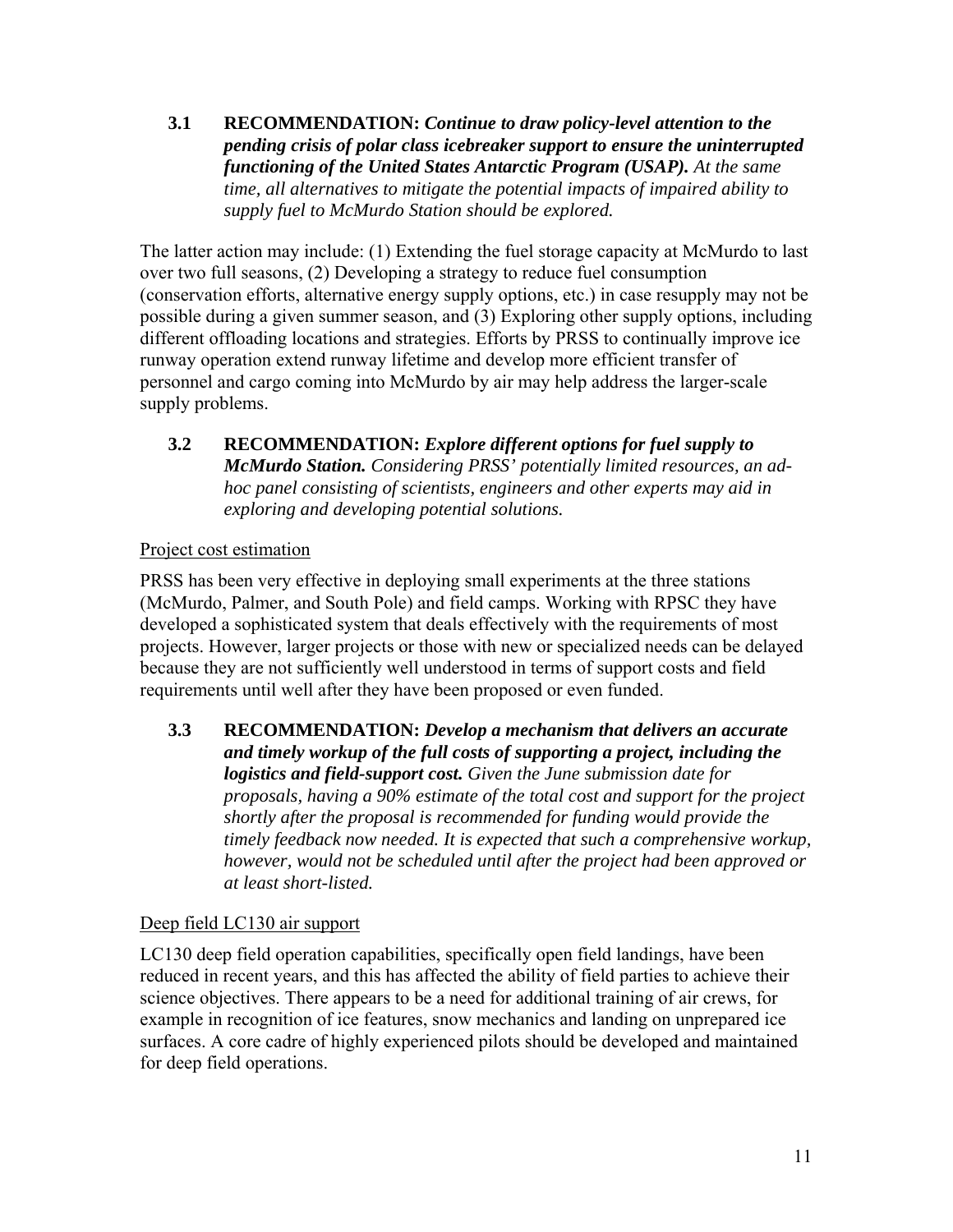**3.1 RECOMMENDATION:** ***Continue to draw policy-level attention to the pending crisis of polar class icebreaker support to ensure the uninterrupted functioning of the United States Antarctic Program (USAP).*** *At the same time, all alternatives to mitigate the potential impacts of impaired ability to supply fuel to McMurdo Station should be explored.*

The latter action may include: (1) Extending the fuel storage capacity at McMurdo to last over two full seasons, (2) Developing a strategy to reduce fuel consumption (conservation efforts, alternative energy supply options, etc.) in case resupply may not be possible during a given summer season, and (3) Exploring other supply options, including different offloading locations and strategies. Efforts by PRSS to continually improve ice runway operation extend runway lifetime and develop more efficient transfer of personnel and cargo coming into McMurdo by air may help address the larger-scale supply problems.

**3.2 RECOMMENDATION:** ***Explore different options for fuel supply to McMurdo Station.*** *Considering PRSS' potentially limited resources, an ad-hoc panel consisting of scientists, engineers and other experts may aid in exploring and developing potential solutions.*

Project cost estimation

PRSS has been very effective in deploying small experiments at the three stations (McMurdo, Palmer, and South Pole) and field camps. Working with RPSC they have developed a sophisticated system that deals effectively with the requirements of most projects. However, larger projects or those with new or specialized needs can be delayed because they are not sufficiently well understood in terms of support costs and field requirements until well after they have been proposed or even funded.

**3.3 RECOMMENDATION:** ***Develop a mechanism that delivers an accurate and timely workup of the full costs of supporting a project, including the logistics and field-support cost.*** *Given the June submission date for proposals, having a 90% estimate of the total cost and support for the project shortly after the proposal is recommended for funding would provide the timely feedback now needed. It is expected that such a comprehensive workup, however, would not be scheduled until after the project had been approved or at least short-listed.*

Deep field LC130 air support

LC130 deep field operation capabilities, specifically open field landings, have been reduced in recent years, and this has affected the ability of field parties to achieve their science objectives. There appears to be a need for additional training of air crews, for example in recognition of ice features, snow mechanics and landing on unprepared ice surfaces. A core cadre of highly experienced pilots should be developed and maintained for deep field operations.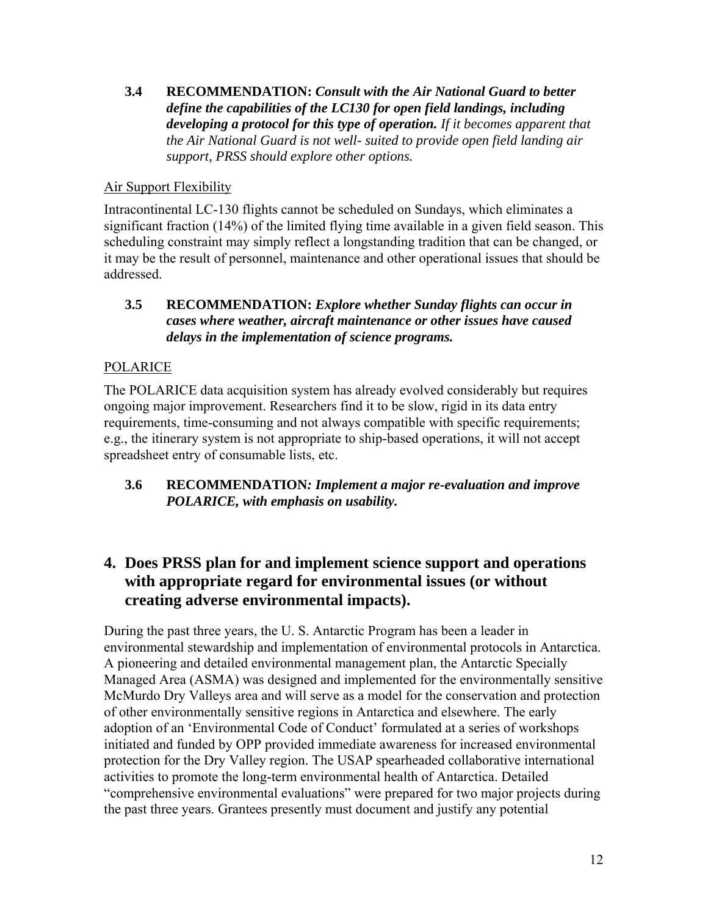**3.4 RECOMMENDATION:** ***Consult with the Air National Guard to better define the capabilities of the LC130 for open field landings, including developing a protocol for this type of operation.*** *If it becomes apparent that the Air National Guard is not well- suited to provide open field landing air support, PRSS should explore other options.*

Air Support Flexibility

Intracontinental LC-130 flights cannot be scheduled on Sundays, which eliminates a significant fraction (14%) of the limited flying time available in a given field season. This scheduling constraint may simply reflect a longstanding tradition that can be changed, or it may be the result of personnel, maintenance and other operational issues that should be addressed.

**3.5 RECOMMENDATION:** ***Explore whether Sunday flights can occur in cases where weather, aircraft maintenance or other issues have caused delays in the implementation of science programs.***

POLARICE

The POLARICE data acquisition system has already evolved considerably but requires ongoing major improvement. Researchers find it to be slow, rigid in its data entry requirements, time-consuming and not always compatible with specific requirements; e.g., the itinerary system is not appropriate to ship-based operations, it will not accept spreadsheet entry of consumable lists, etc.

**3.6 RECOMMENDATION*: Implement a major re-evaluation and improve POLARICE, with emphasis on usability.***

## 4. Does PRSS plan for and implement science support and operations with appropriate regard for environmental issues (or without creating adverse environmental impacts).

During the past three years, the U. S. Antarctic Program has been a leader in environmental stewardship and implementation of environmental protocols in Antarctica. A pioneering and detailed environmental management plan, the Antarctic Specially Managed Area (ASMA) was designed and implemented for the environmentally sensitive McMurdo Dry Valleys area and will serve as a model for the conservation and protection of other environmentally sensitive regions in Antarctica and elsewhere. The early adoption of an 'Environmental Code of Conduct' formulated at a series of workshops initiated and funded by OPP provided immediate awareness for increased environmental protection for the Dry Valley region. The USAP spearheaded collaborative international activities to promote the long-term environmental health of Antarctica. Detailed "comprehensive environmental evaluations" were prepared for two major projects during the past three years. Grantees presently must document and justify any potential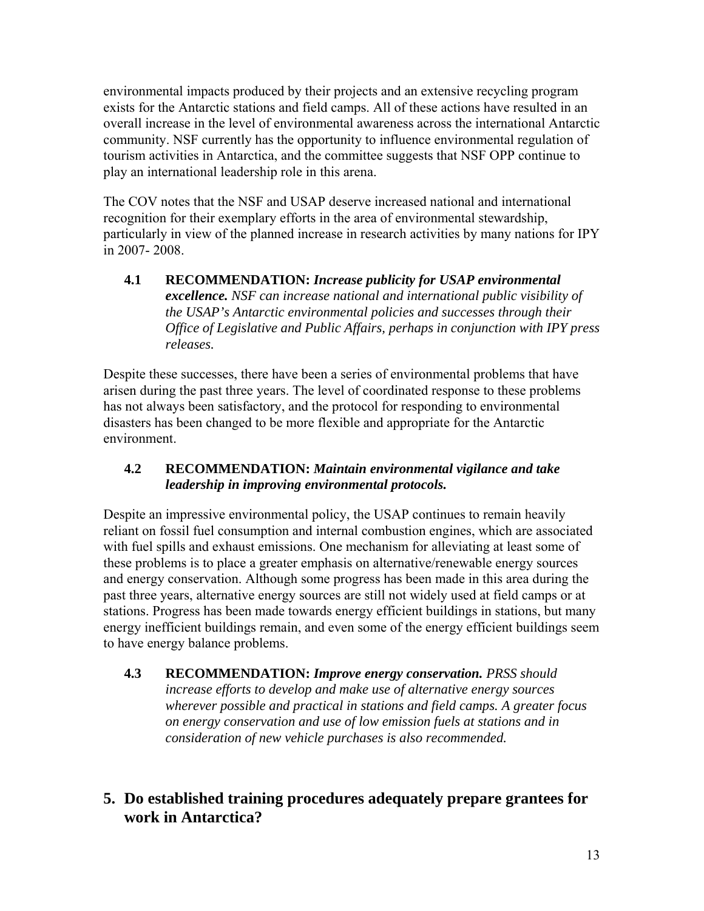environmental impacts produced by their projects and an extensive recycling program exists for the Antarctic stations and field camps. All of these actions have resulted in an overall increase in the level of environmental awareness across the international Antarctic community. NSF currently has the opportunity to influence environmental regulation of tourism activities in Antarctica, and the committee suggests that NSF OPP continue to play an international leadership role in this arena.

The COV notes that the NSF and USAP deserve increased national and international recognition for their exemplary efforts in the area of environmental stewardship, particularly in view of the planned increase in research activities by many nations for IPY in 2007- 2008.

> **4.1 RECOMMENDATION:** ***Increase publicity for USAP environmental excellence.*** *NSF can increase national and international public visibility of the USAP's Antarctic environmental policies and successes through their Office of Legislative and Public Affairs, perhaps in conjunction with IPY press releases.*

Despite these successes, there have been a series of environmental problems that have arisen during the past three years. The level of coordinated response to these problems has not always been satisfactory, and the protocol for responding to environmental disasters has been changed to be more flexible and appropriate for the Antarctic environment.

> **4.2 RECOMMENDATION:** ***Maintain environmental vigilance and take leadership in improving environmental protocols.***

Despite an impressive environmental policy, the USAP continues to remain heavily reliant on fossil fuel consumption and internal combustion engines, which are associated with fuel spills and exhaust emissions. One mechanism for alleviating at least some of these problems is to place a greater emphasis on alternative/renewable energy sources and energy conservation. Although some progress has been made in this area during the past three years, alternative energy sources are still not widely used at field camps or at stations. Progress has been made towards energy efficient buildings in stations, but many energy inefficient buildings remain, and even some of the energy efficient buildings seem to have energy balance problems.

> **4.3 RECOMMENDATION:** ***Improve energy conservation.*** *PRSS should increase efforts to develop and make use of alternative energy sources wherever possible and practical in stations and field camps. A greater focus on energy conservation and use of low emission fuels at stations and in consideration of new vehicle purchases is also recommended.*

## 5. Do established training procedures adequately prepare grantees for work in Antarctica?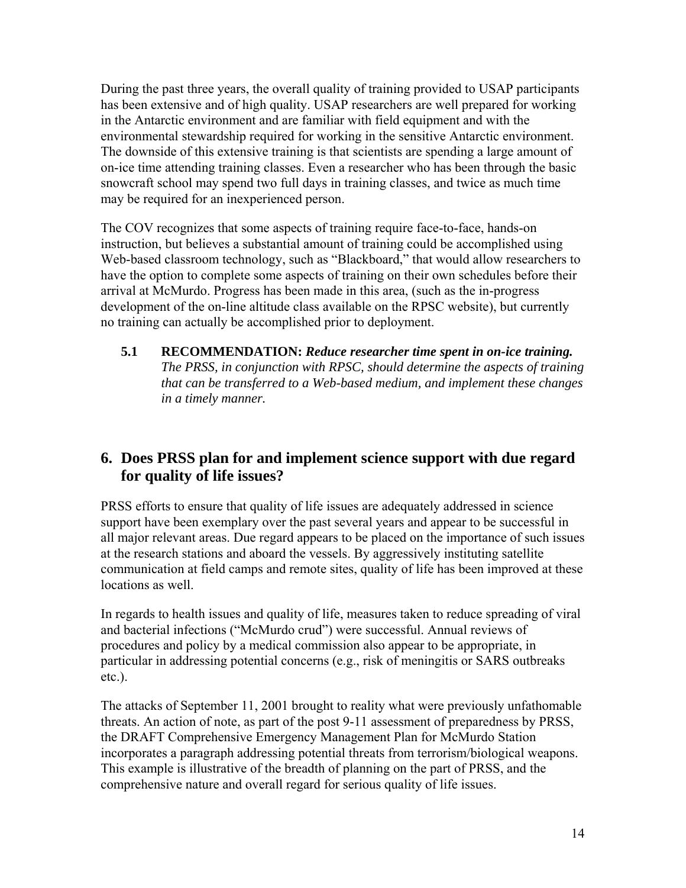During the past three years, the overall quality of training provided to USAP participants has been extensive and of high quality. USAP researchers are well prepared for working in the Antarctic environment and are familiar with field equipment and with the environmental stewardship required for working in the sensitive Antarctic environment. The downside of this extensive training is that scientists are spending a large amount of on-ice time attending training classes. Even a researcher who has been through the basic snowcraft school may spend two full days in training classes, and twice as much time may be required for an inexperienced person.

The COV recognizes that some aspects of training require face-to-face, hands-on instruction, but believes a substantial amount of training could be accomplished using Web-based classroom technology, such as "Blackboard," that would allow researchers to have the option to complete some aspects of training on their own schedules before their arrival at McMurdo. Progress has been made in this area, (such as the in-progress development of the on-line altitude class available on the RPSC website), but currently no training can actually be accomplished prior to deployment.

> **5.1 RECOMMENDATION:** ***Reduce researcher time spent in on-ice training.*** *The PRSS, in conjunction with RPSC, should determine the aspects of training that can be transferred to a Web-based medium, and implement these changes in a timely manner.*

## 6. Does PRSS plan for and implement science support with due regard for quality of life issues?

PRSS efforts to ensure that quality of life issues are adequately addressed in science support have been exemplary over the past several years and appear to be successful in all major relevant areas. Due regard appears to be placed on the importance of such issues at the research stations and aboard the vessels. By aggressively instituting satellite communication at field camps and remote sites, quality of life has been improved at these locations as well.

In regards to health issues and quality of life, measures taken to reduce spreading of viral and bacterial infections ("McMurdo crud") were successful. Annual reviews of procedures and policy by a medical commission also appear to be appropriate, in particular in addressing potential concerns (e.g., risk of meningitis or SARS outbreaks etc.).

The attacks of September 11, 2001 brought to reality what were previously unfathomable threats. An action of note, as part of the post 9-11 assessment of preparedness by PRSS, the DRAFT Comprehensive Emergency Management Plan for McMurdo Station incorporates a paragraph addressing potential threats from terrorism/biological weapons. This example is illustrative of the breadth of planning on the part of PRSS, and the comprehensive nature and overall regard for serious quality of life issues.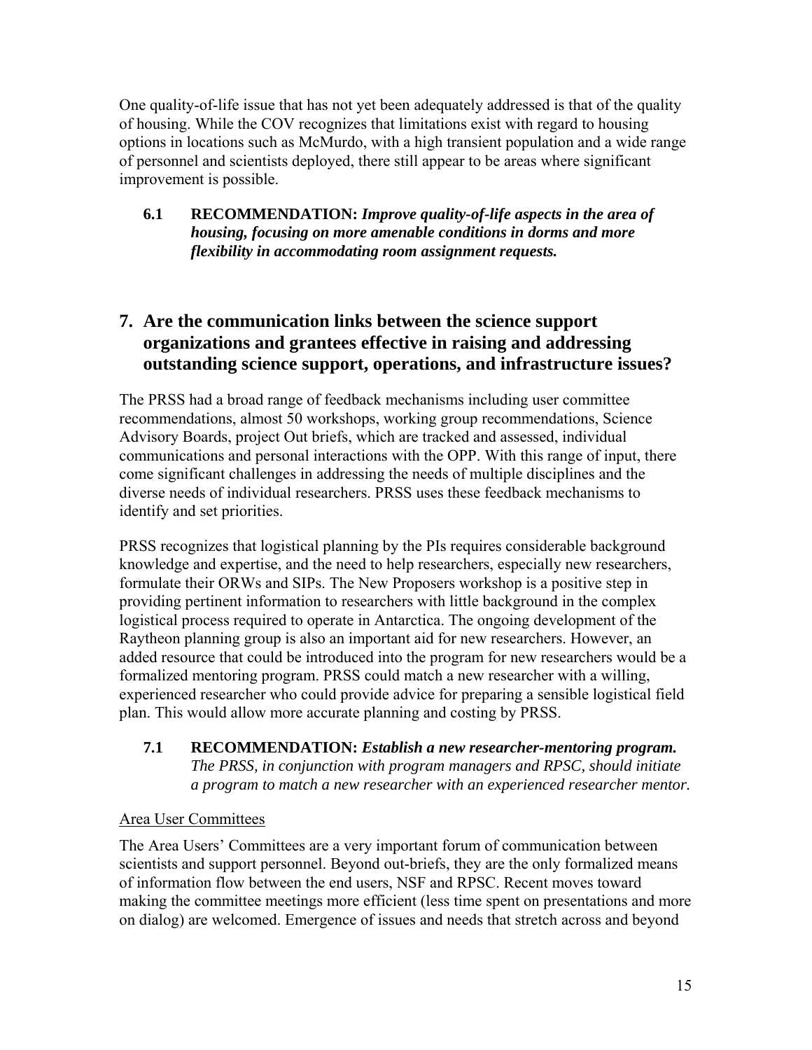One quality-of-life issue that has not yet been adequately addressed is that of the quality of housing. While the COV recognizes that limitations exist with regard to housing options in locations such as McMurdo, with a high transient population and a wide range of personnel and scientists deployed, there still appear to be areas where significant improvement is possible.

**6.1 RECOMMENDATION:** ***Improve quality-of-life aspects in the area of housing, focusing on more amenable conditions in dorms and more flexibility in accommodating room assignment requests.***

## 7. Are the communication links between the science support organizations and grantees effective in raising and addressing outstanding science support, operations, and infrastructure issues?

The PRSS had a broad range of feedback mechanisms including user committee recommendations, almost 50 workshops, working group recommendations, Science Advisory Boards, project Out briefs, which are tracked and assessed, individual communications and personal interactions with the OPP. With this range of input, there come significant challenges in addressing the needs of multiple disciplines and the diverse needs of individual researchers. PRSS uses these feedback mechanisms to identify and set priorities.

PRSS recognizes that logistical planning by the PIs requires considerable background knowledge and expertise, and the need to help researchers, especially new researchers, formulate their ORWs and SIPs. The New Proposers workshop is a positive step in providing pertinent information to researchers with little background in the complex logistical process required to operate in Antarctica. The ongoing development of the Raytheon planning group is also an important aid for new researchers. However, an added resource that could be introduced into the program for new researchers would be a formalized mentoring program. PRSS could match a new researcher with a willing, experienced researcher who could provide advice for preparing a sensible logistical field plan. This would allow more accurate planning and costing by PRSS.

**7.1 RECOMMENDATION:** ***Establish a new researcher-mentoring program.*** *The PRSS, in conjunction with program managers and RPSC, should initiate a program to match a new researcher with an experienced researcher mentor.*

Area User Committees

The Area Users' Committees are a very important forum of communication between scientists and support personnel. Beyond out-briefs, they are the only formalized means of information flow between the end users, NSF and RPSC. Recent moves toward making the committee meetings more efficient (less time spent on presentations and more on dialog) are welcomed. Emergence of issues and needs that stretch across and beyond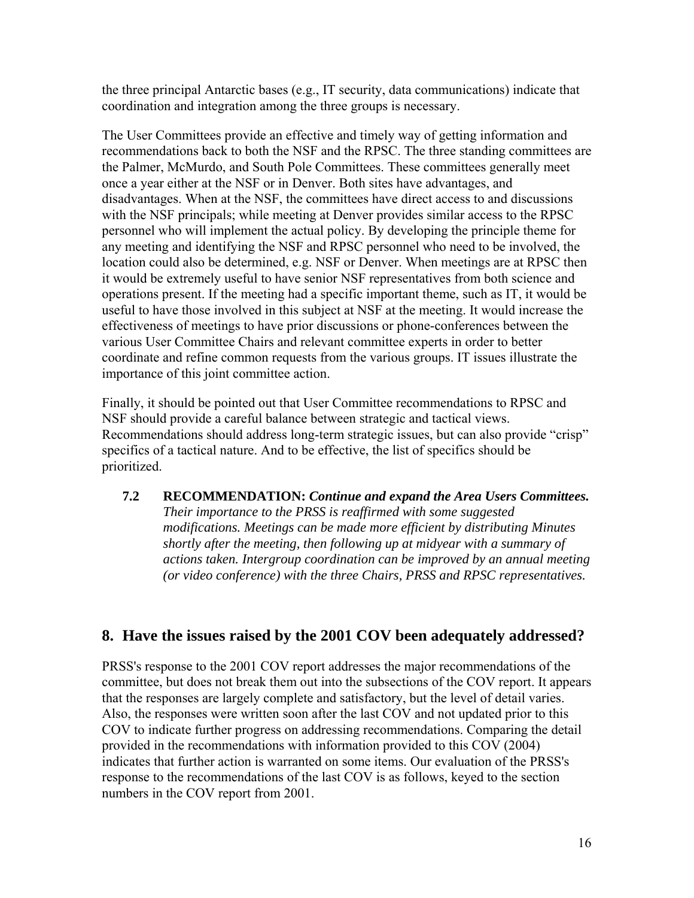the three principal Antarctic bases (e.g., IT security, data communications) indicate that coordination and integration among the three groups is necessary.

The User Committees provide an effective and timely way of getting information and recommendations back to both the NSF and the RPSC. The three standing committees are the Palmer, McMurdo, and South Pole Committees. These committees generally meet once a year either at the NSF or in Denver. Both sites have advantages, and disadvantages. When at the NSF, the committees have direct access to and discussions with the NSF principals; while meeting at Denver provides similar access to the RPSC personnel who will implement the actual policy. By developing the principle theme for any meeting and identifying the NSF and RPSC personnel who need to be involved, the location could also be determined, e.g. NSF or Denver. When meetings are at RPSC then it would be extremely useful to have senior NSF representatives from both science and operations present. If the meeting had a specific important theme, such as IT, it would be useful to have those involved in this subject at NSF at the meeting. It would increase the effectiveness of meetings to have prior discussions or phone-conferences between the various User Committee Chairs and relevant committee experts in order to better coordinate and refine common requests from the various groups. IT issues illustrate the importance of this joint committee action.

Finally, it should be pointed out that User Committee recommendations to RPSC and NSF should provide a careful balance between strategic and tactical views. Recommendations should address long-term strategic issues, but can also provide "crisp" specifics of a tactical nature. And to be effective, the list of specifics should be prioritized.

**7.2 RECOMMENDATION:** ***Continue and expand the Area Users Committees.*** *Their importance to the PRSS is reaffirmed with some suggested modifications. Meetings can be made more efficient by distributing Minutes shortly after the meeting, then following up at midyear with a summary of actions taken. Intergroup coordination can be improved by an annual meeting (or video conference) with the three Chairs, PRSS and RPSC representatives.*

## 8. Have the issues raised by the 2001 COV been adequately addressed?

PRSS's response to the 2001 COV report addresses the major recommendations of the committee, but does not break them out into the subsections of the COV report. It appears that the responses are largely complete and satisfactory, but the level of detail varies. Also, the responses were written soon after the last COV and not updated prior to this COV to indicate further progress on addressing recommendations. Comparing the detail provided in the recommendations with information provided to this COV (2004) indicates that further action is warranted on some items. Our evaluation of the PRSS's response to the recommendations of the last COV is as follows, keyed to the section numbers in the COV report from 2001.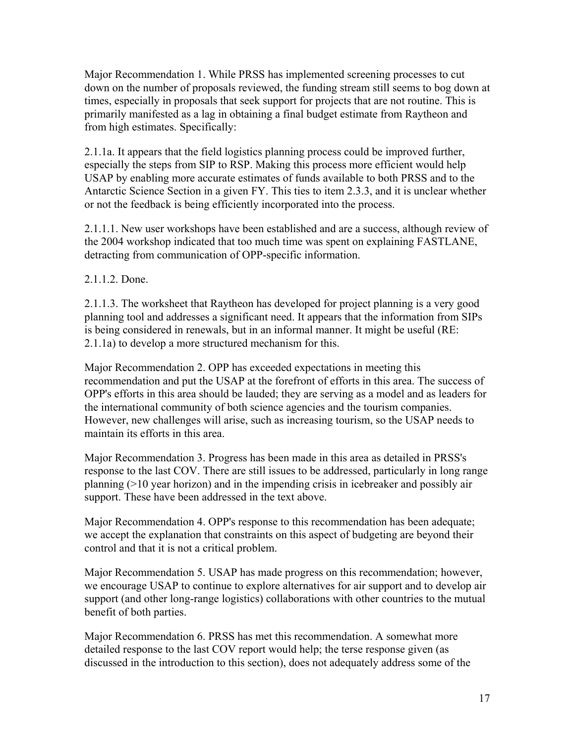Major Recommendation 1. While PRSS has implemented screening processes to cut down on the number of proposals reviewed, the funding stream still seems to bog down at times, especially in proposals that seek support for projects that are not routine. This is primarily manifested as a lag in obtaining a final budget estimate from Raytheon and from high estimates. Specifically:

2.1.1a. It appears that the field logistics planning process could be improved further, especially the steps from SIP to RSP. Making this process more efficient would help USAP by enabling more accurate estimates of funds available to both PRSS and to the Antarctic Science Section in a given FY. This ties to item 2.3.3, and it is unclear whether or not the feedback is being efficiently incorporated into the process.

2.1.1.1. New user workshops have been established and are a success, although review of the 2004 workshop indicated that too much time was spent on explaining FASTLANE, detracting from communication of OPP-specific information.

2.1.1.2. Done.

2.1.1.3. The worksheet that Raytheon has developed for project planning is a very good planning tool and addresses a significant need. It appears that the information from SIPs is being considered in renewals, but in an informal manner. It might be useful (RE: 2.1.1a) to develop a more structured mechanism for this.

Major Recommendation 2. OPP has exceeded expectations in meeting this recommendation and put the USAP at the forefront of efforts in this area. The success of OPP's efforts in this area should be lauded; they are serving as a model and as leaders for the international community of both science agencies and the tourism companies. However, new challenges will arise, such as increasing tourism, so the USAP needs to maintain its efforts in this area.

Major Recommendation 3. Progress has been made in this area as detailed in PRSS's response to the last COV. There are still issues to be addressed, particularly in long range planning (>10 year horizon) and in the impending crisis in icebreaker and possibly air support. These have been addressed in the text above.

Major Recommendation 4. OPP's response to this recommendation has been adequate; we accept the explanation that constraints on this aspect of budgeting are beyond their control and that it is not a critical problem.

Major Recommendation 5. USAP has made progress on this recommendation; however, we encourage USAP to continue to explore alternatives for air support and to develop air support (and other long-range logistics) collaborations with other countries to the mutual benefit of both parties.

Major Recommendation 6. PRSS has met this recommendation. A somewhat more detailed response to the last COV report would help; the terse response given (as discussed in the introduction to this section), does not adequately address some of the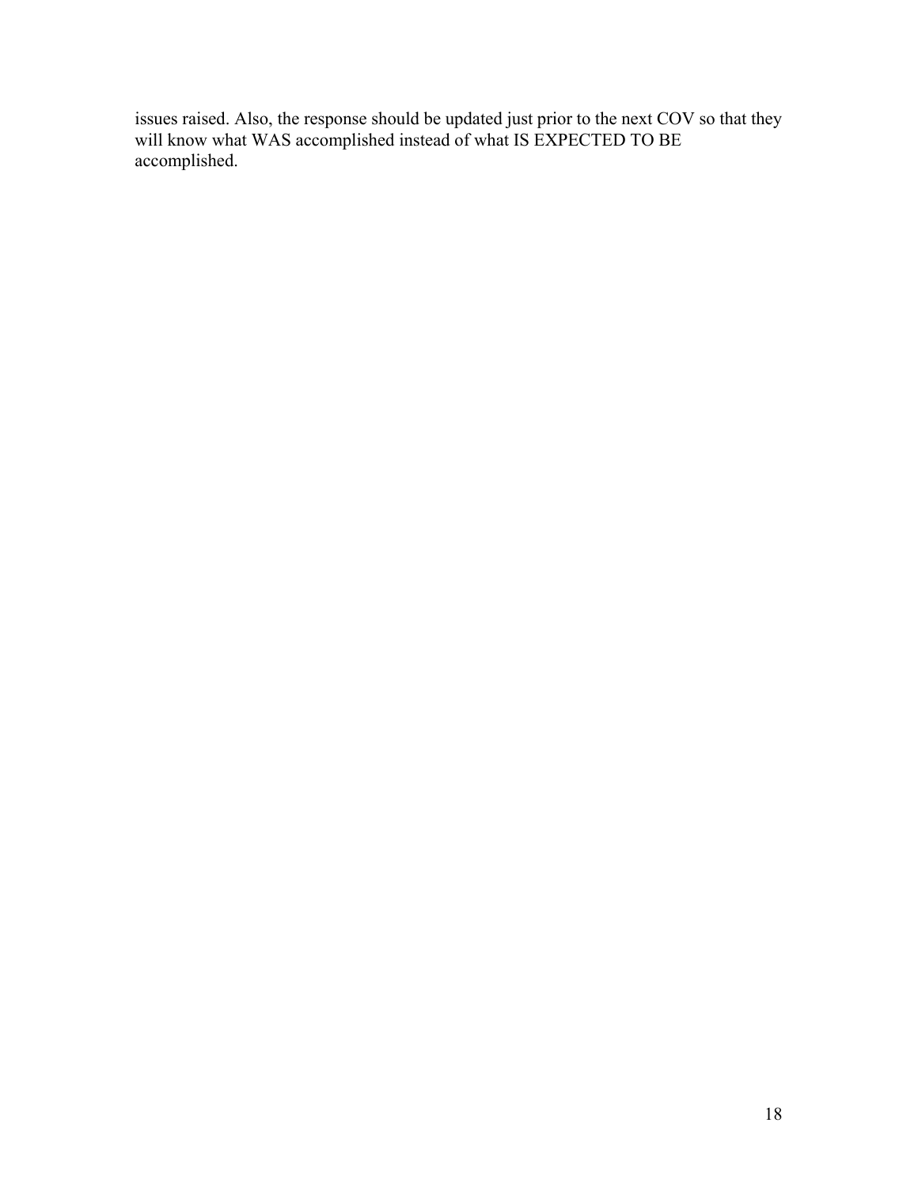issues raised. Also, the response should be updated just prior to the next COV so that they will know what WAS accomplished instead of what IS EXPECTED TO BE accomplished.